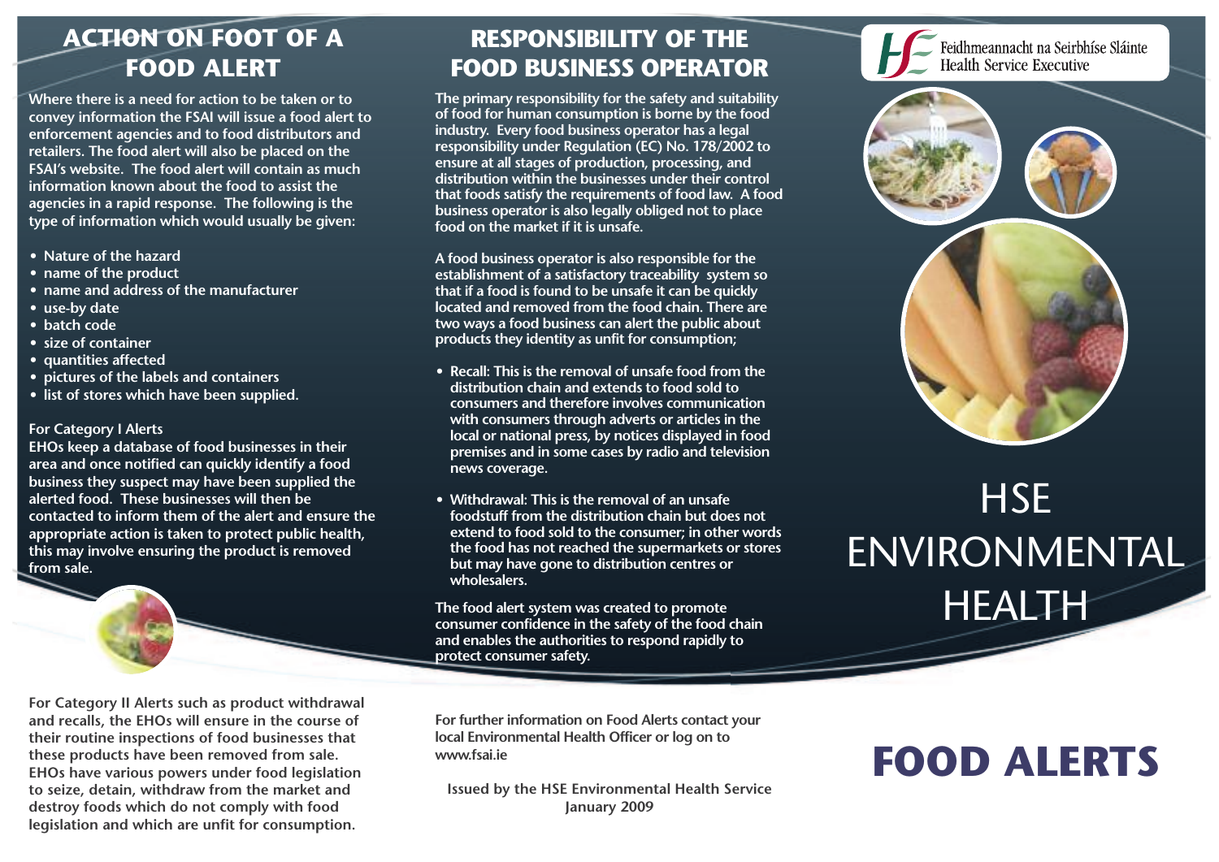# ACTION ON FOOT OF A FOOD ALERT

Where there is a need for action to be taken or to convey information the FSAI will issue a food alert to enforcement agencies and to food distributors and retailers. The food alert will also be placed on the FSAI's website. The food alert will contain as much information known about the food to assist the agencies in a rapid response. The following is the type of information which would usually be given:

- Nature of the hazard
- name of the product
- name and address of the manufacturer
- use-by date
- batch code
- size of container
- quantities affected
- pictures of the labels and containers
- list of stores which have been supplied.

For Category I Alerts

EHOs keep a database of food businesses in their area and once notified can quickly identify a food business they suspect may have been supplied the alerted food. These businesses will then be contacted to inform them of the alert and ensure the appropriate action is taken to protect public health, this may involve ensuring the product is removed from sale.

For Category II Alerts such as product withdrawal and recalls, the EHOs will ensure in the course of their routine inspections of food businesses that these products have been removed from sale. EHOs have various powers under food legislation to seize, detain, withdraw from the market and destroy foods which do not comply with food legislation and which are unfit for consumption.

# RESPONSIBILITY OF THE FOOD BUSINESS OPERATOR

The primary responsibility for the safety and suitability of food for human consumption is borne by the food industry. Every food business operator has a legal responsibility under Regulation (EC) No. 178/2002 to ensure at all stages of production, processing, and distribution within the businesses under their control that foods satisfy the requirements of food law. A food business operator is also legally obliged not to place food on the market if it is unsafe.

A food business operator is also responsible for the establishment of a satisfactory traceability system so that if a food is found to be unsafe it can be quickly located and removed from the food chain. There are two ways a food business can alert the public about products they identity as unfit for consumption;

- Recall: This is the removal of unsafe food from the distribution chain and extends to food sold to consumers and therefore involves communication with consumers through adverts or articles in the local or national press, by notices displayed in food premises and in some cases by radio and television news coverage.
- Withdrawal: This is the removal of an unsafe foodstuff from the distribution chain but does not extend to food sold to the consumer; in other words the food has not reached the supermarkets or stores but may have gone to distribution centres or wholesalers.

The food alert system was created to promote consumer confidence in the safety of the food chain and enables the authorities to respond rapidly to protect consumer safety.

For further information on Food Alerts contact your local Environmental Health Officer or log on to www.fsai.ie

Issued by the HSE Environmental Health Service
January 2009

Feidhmeannacht na Seirbhíse Sláinte
Health Service Executive

# HSE ENVIRONMENTAL HEALTH

# FOOD ALERTS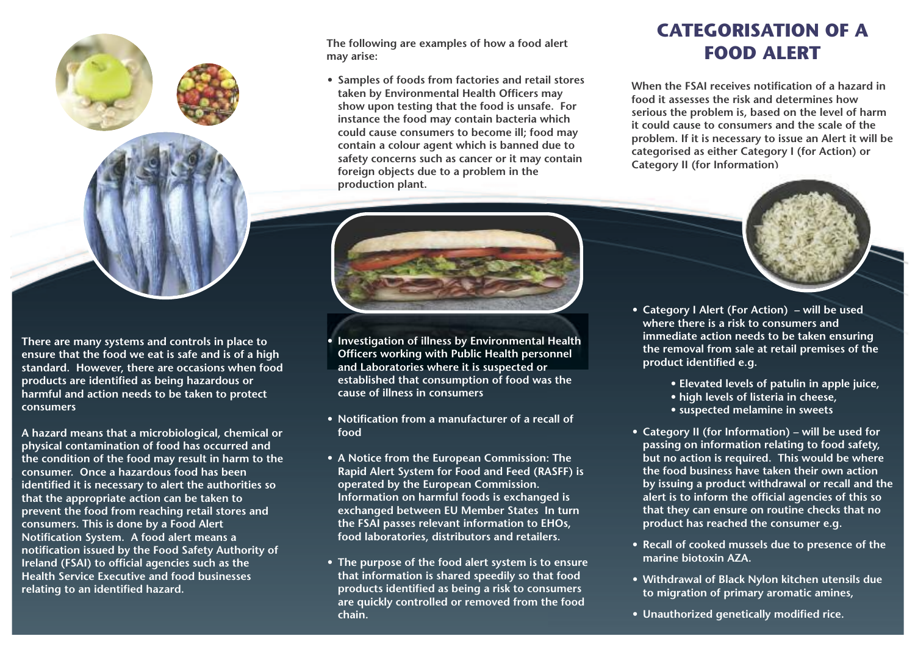There are many systems and controls in place to ensure that the food we eat is safe and is of a high standard. However, there are occasions when food products are identified as being hazardous or harmful and action needs to be taken to protect consumers

A hazard means that a microbiological, chemical or physical contamination of food has occurred and the condition of the food may result in harm to the consumer. Once a hazardous food has been identified it is necessary to alert the authorities so that the appropriate action can be taken to prevent the food from reaching retail stores and consumers. This is done by a Food Alert Notification System. A food alert means a notification issued by the Food Safety Authority of Ireland (FSAI) to official agencies such as the Health Service Executive and food businesses relating to an identified hazard.

The following are examples of how a food alert may arise:

- Samples of foods from factories and retail stores taken by Environmental Health Officers may show upon testing that the food is unsafe. For instance the food may contain bacteria which could cause consumers to become ill; food may contain a colour agent which is banned due to safety concerns such as cancer or it may contain foreign objects due to a problem in the production plant.
- Investigation of illness by Environmental Health Officers working with Public Health personnel and Laboratories where it is suspected or established that consumption of food was the cause of illness in consumers
- Notification from a manufacturer of a recall of food
- A Notice from the European Commission: The Rapid Alert System for Food and Feed (RASFF) is operated by the European Commission. Information on harmful foods is exchanged between EU Member States In turn the FSAI passes relevant information to EHOs, food laboratories, distributors and retailers.
- The purpose of the food alert system is to ensure that information is shared speedily so that food products identified as being a risk to consumers are quickly controlled or removed from the food chain.

# CATEGORISATION OF A FOOD ALERT

When the FSAI receives notification of a hazard in food it assesses the risk and determines how serious the problem is, based on the level of harm it could cause to consumers and the scale of the problem. If it is necessary to issue an Alert it will be categorised as either Category I (for Action) or Category II (for Information)

- Category I Alert (For Action) – will be used where there is a risk to consumers and immediate action needs to be taken ensuring the removal from sale at retail premises of the product identified e.g.
  - Elevated levels of patulin in apple juice,
  - high levels of listeria in cheese,
  - suspected melamine in sweets
- Category II (for Information) – will be used for passing on information relating to food safety, but no action is required. This would be where the food business have taken their own action by issuing a product withdrawal or recall and the alert is to inform the official agencies of this so that they can ensure on routine checks that no product has reached the consumer e.g.
- Recall of cooked mussels due to presence of the marine biotoxin AZA.
- Withdrawal of Black Nylon kitchen utensils due to migration of primary aromatic amines,
- Unauthorized genetically modified rice.